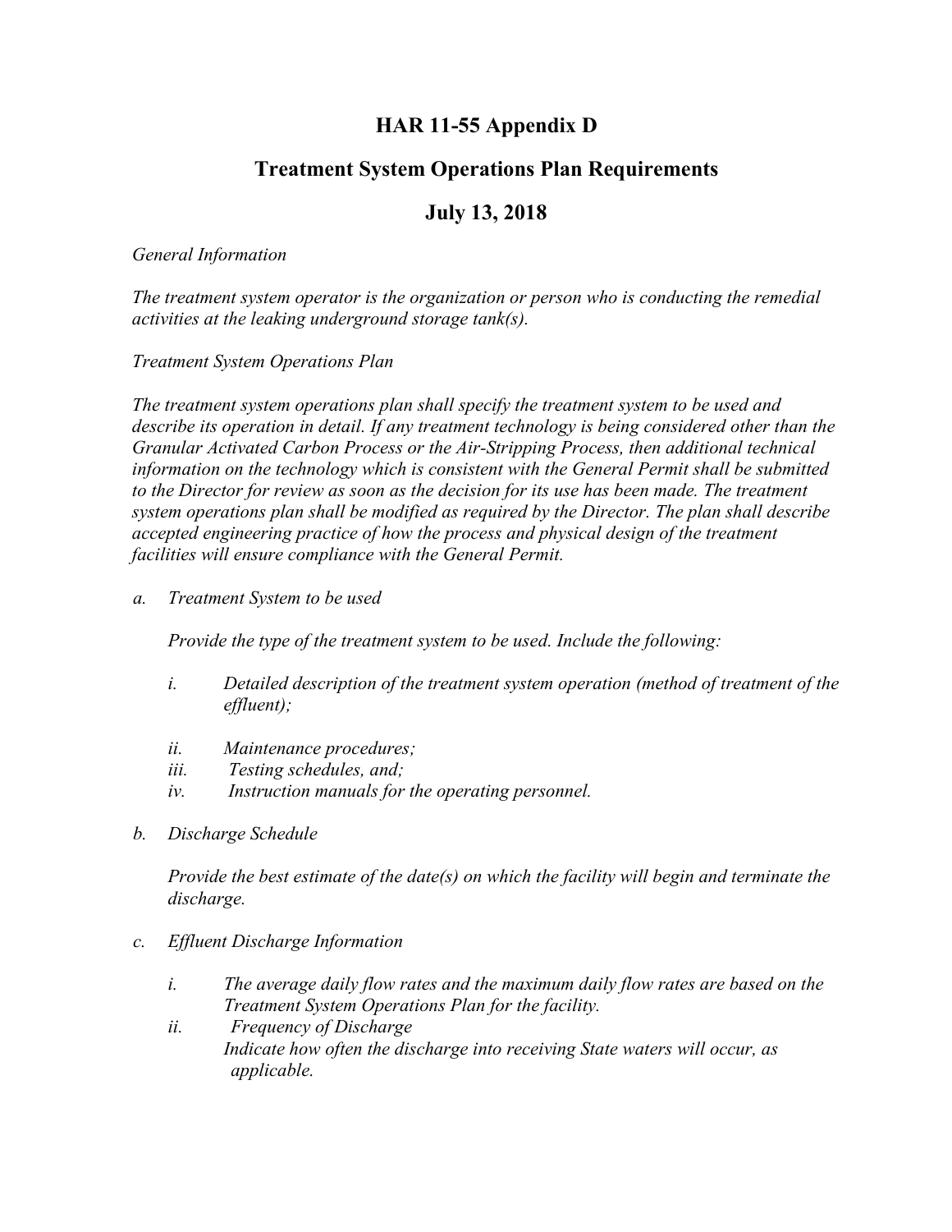# HAR 11-55 Appendix D

## Treatment System Operations Plan Requirements

## July 13, 2018

*General Information*

*The treatment system operator is the organization or person who is conducting the remedial activities at the leaking underground storage tank(s).*

*Treatment System Operations Plan*

*The treatment system operations plan shall specify the treatment system to be used and describe its operation in detail. If any treatment technology is being considered other than the Granular Activated Carbon Process or the Air-Stripping Process, then additional technical information on the technology which is consistent with the General Permit shall be submitted to the Director for review as soon as the decision for its use has been made. The treatment system operations plan shall be modified as required by the Director. The plan shall describe accepted engineering practice of how the process and physical design of the treatment facilities will ensure compliance with the General Permit.*

a. *Treatment System to be used*

   *Provide the type of the treatment system to be used. Include the following:*

   i. *Detailed description of the treatment system operation (method of treatment of the effluent);*

   ii. *Maintenance procedures;*

   iii. *Testing schedules, and;*

   iv. *Instruction manuals for the operating personnel.*

b. *Discharge Schedule*

   *Provide the best estimate of the date(s) on which the facility will begin and terminate the discharge.*

c. *Effluent Discharge Information*

   i. *The average daily flow rates and the maximum daily flow rates are based on the Treatment System Operations Plan for the facility.*

   ii. *Frequency of Discharge*
   *Indicate how often the discharge into receiving State waters will occur, as applicable.*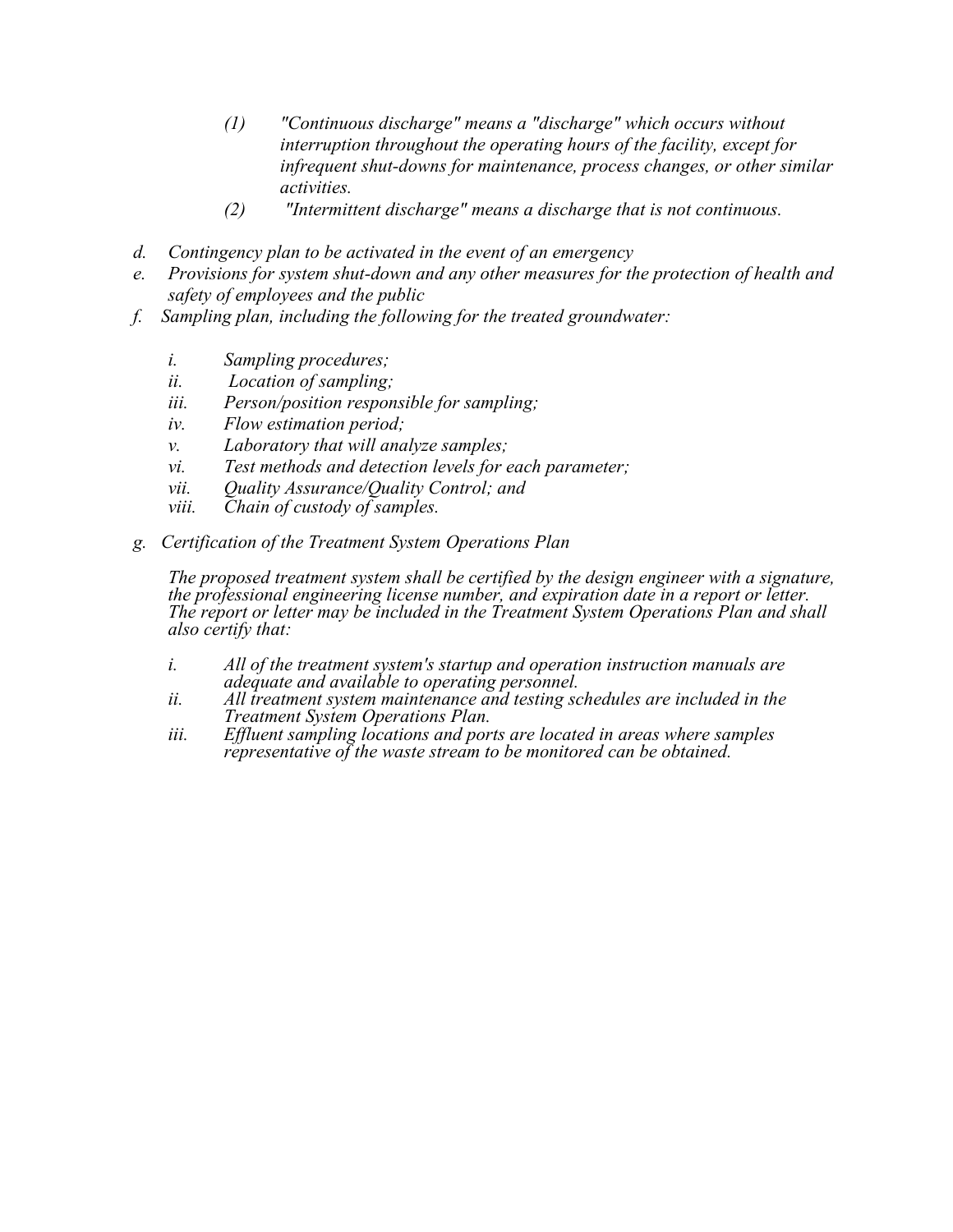*(1) "Continuous discharge" means a "discharge" which occurs without interruption throughout the operating hours of the facility, except for infrequent shut-downs for maintenance, process changes, or other similar activities.*

*(2) "Intermittent discharge" means a discharge that is not continuous.*

*d. Contingency plan to be activated in the event of an emergency*

*e. Provisions for system shut-down and any other measures for the protection of health and safety of employees and the public*

*f. Sampling plan, including the following for the treated groundwater:*

*i. Sampling procedures;*  
*ii. Location of sampling;*  
*iii. Person/position responsible for sampling;*  
*iv. Flow estimation period;*  
*v. Laboratory that will analyze samples;*  
*vi. Test methods and detection levels for each parameter;*  
*vii. Quality Assurance/Quality Control; and*  
*viii. Chain of custody of samples.*

*g. Certification of the Treatment System Operations Plan*

*The proposed treatment system shall be certified by the design engineer with a signature, the professional engineering license number, and expiration date in a report or letter. The report or letter may be included in the Treatment System Operations Plan and shall also certify that:*

*i. All of the treatment system's startup and operation instruction manuals are adequate and available to operating personnel.*  
*ii. All treatment system maintenance and testing schedules are included in the Treatment System Operations Plan.*  
*iii. Effluent sampling locations and ports are located in areas where samples representative of the waste stream to be monitored can be obtained.*